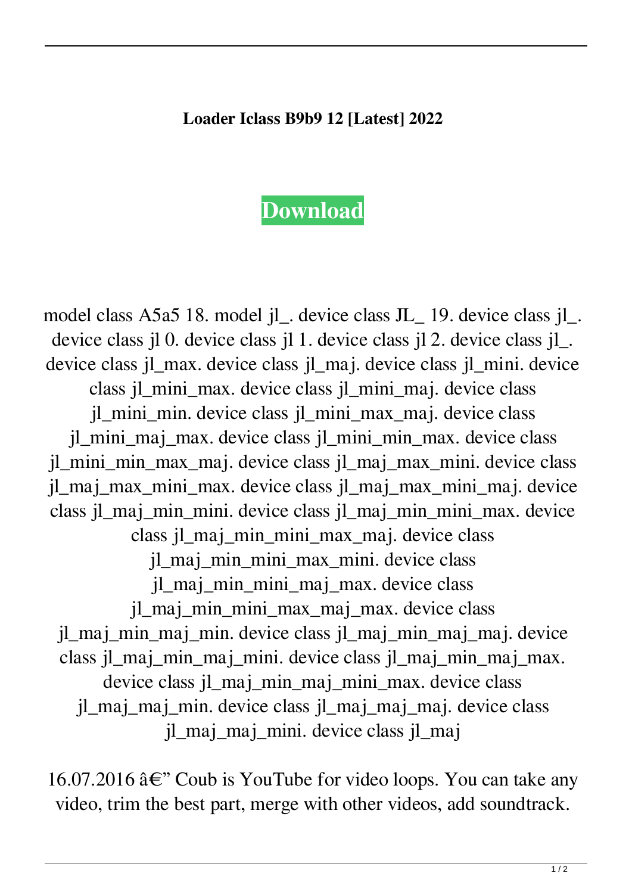**Loader Iclass B9b9 12 [Latest] 2022**

**Download**

model class A5a5 18. model jl_. device class JL_ 19. device class jl_. device class jl 0. device class jl 1. device class jl 2. device class jl_. device class jl_max. device class jl_maj. device class jl_mini. device class jl_mini_max. device class jl_mini_maj. device class jl_mini_min. device class jl_mini_max_maj. device class jl_mini_maj_max. device class jl_mini_min_max. device class jl_mini_min_max_maj. device class jl_maj_max_mini. device class jl_maj_max_mini_max. device class jl_maj_max_mini_maj. device class jl_maj_min_mini. device class jl_maj_min_mini_max. device class jl_maj_min_mini_max_maj. device class jl_maj_min_mini_max_mini. device class jl_maj_min_mini_maj_max. device class jl_maj_min_mini_max_maj_max. device class jl_maj_min_maj_min. device class jl_maj_min_maj_maj. device class jl_maj_min_maj_mini. device class jl_maj_min_maj_max. device class jl_maj_min_maj_mini_max. device class jl_maj_maj_min. device class jl_maj_maj_maj. device class jl_maj_maj_mini. device class jl_maj

16.07.2016 â€" Coub is YouTube for video loops. You can take any video, trim the best part, merge with other videos, add soundtrack.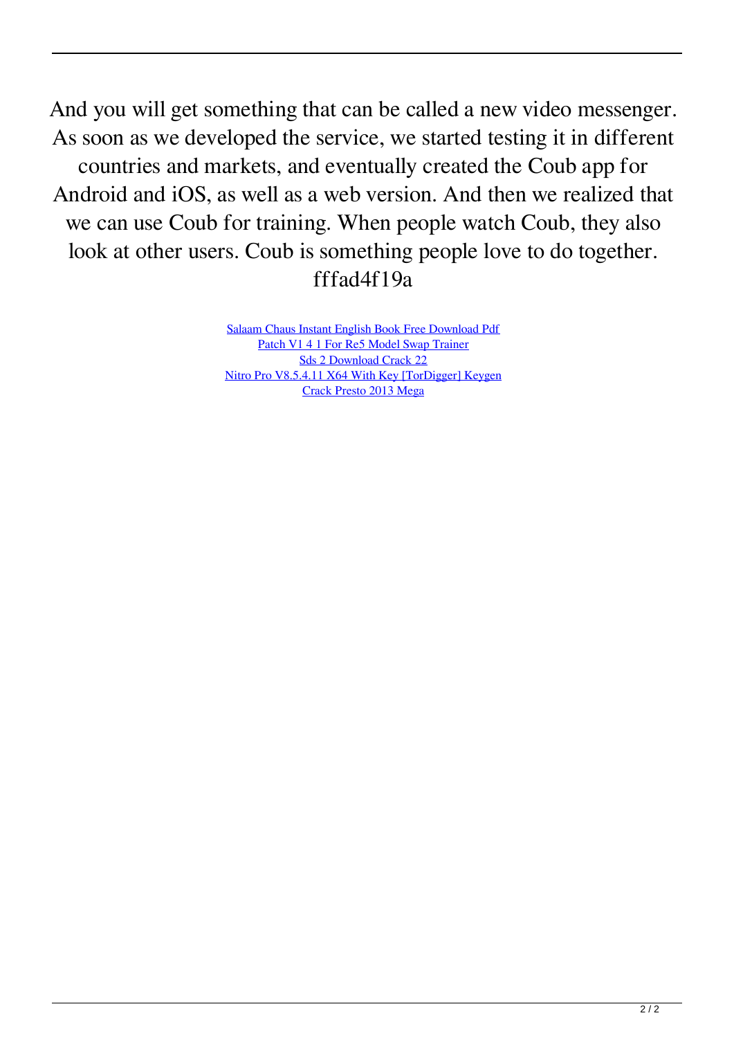And you will get something that can be called a new video messenger. As soon as we developed the service, we started testing it in different countries and markets, and eventually created the Coub app for Android and iOS, as well as a web version. And then we realized that we can use Coub for training. When people watch Coub, they also look at other users. Coub is something people love to do together. fffad4f19a

Salaam Chaus Instant English Book Free Download Pdf
Patch V1 4 1 For Re5 Model Swap Trainer
Sds 2 Download Crack 22
Nitro Pro V8.5.4.11 X64 With Key [TorDigger] Keygen
Crack Presto 2013 Mega